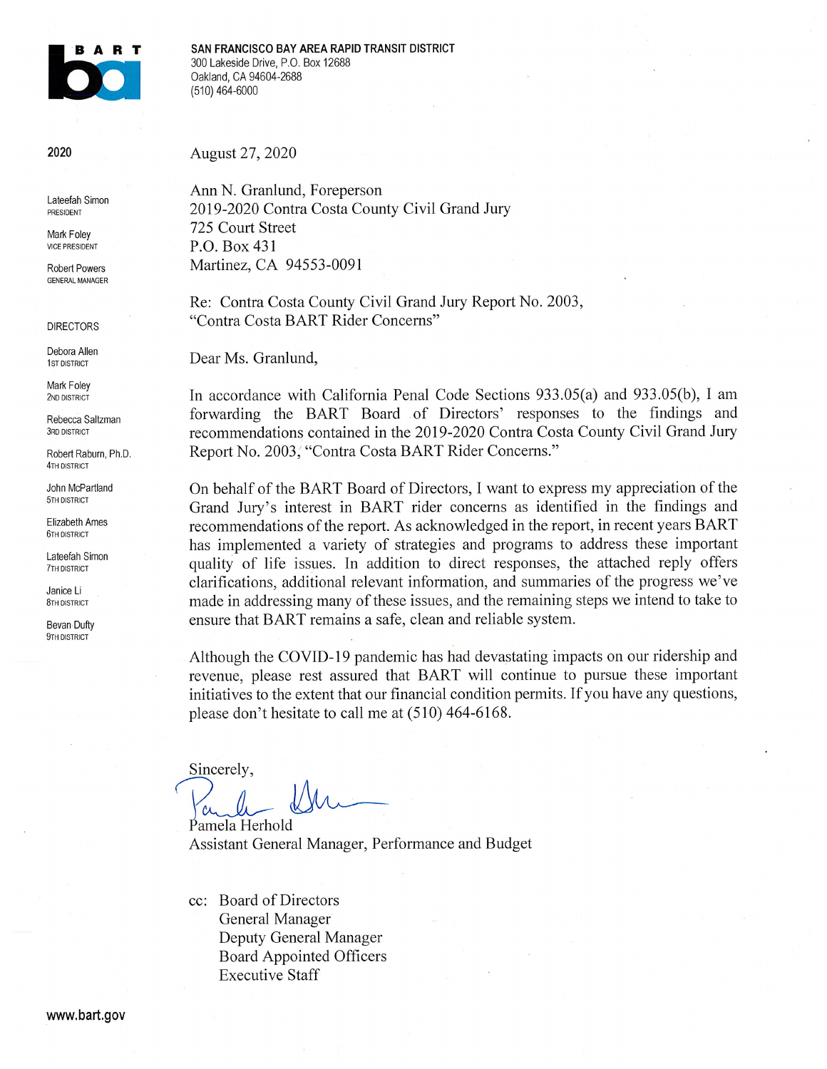BART

**SAN FRANCISCO BAY AREA RAPID TRANSIT DISTRICT**
300 Lakeside Drive, P.O. Box 12688
Oakland, CA 94604-2688
(510) 464-6000

**2020**

Lateefah Simon
PRESIDENT

Mark Foley
VICE PRESIDENT

Robert Powers
GENERAL MANAGER

DIRECTORS

Debora Allen
1ST DISTRICT

Mark Foley
2ND DISTRICT

Rebecca Saltzman
3RD DISTRICT

Robert Raburn, Ph.D.
4TH DISTRICT

John McPartland
5TH DISTRICT

Elizabeth Ames
6TH DISTRICT

Lateefah Simon
7TH DISTRICT

Janice Li
8TH DISTRICT

Bevan Dufty
9TH DISTRICT

August 27, 2020

Ann N. Granlund, Foreperson
2019-2020 Contra Costa County Civil Grand Jury
725 Court Street
P.O. Box 431
Martinez, CA 94553-0091

Re: Contra Costa County Civil Grand Jury Report No. 2003, "Contra Costa BART Rider Concerns"

Dear Ms. Granlund,

In accordance with California Penal Code Sections 933.05(a) and 933.05(b), I am forwarding the BART Board of Directors' responses to the findings and recommendations contained in the 2019-2020 Contra Costa County Civil Grand Jury Report No. 2003, "Contra Costa BART Rider Concerns."

On behalf of the BART Board of Directors, I want to express my appreciation of the Grand Jury's interest in BART rider concerns as identified in the findings and recommendations of the report. As acknowledged in the report, in recent years BART has implemented a variety of strategies and programs to address these important quality of life issues. In addition to direct responses, the attached reply offers clarifications, additional relevant information, and summaries of the progress we've made in addressing many of these issues, and the remaining steps we intend to take to ensure that BART remains a safe, clean and reliable system.

Although the COVID-19 pandemic has had devastating impacts on our ridership and revenue, please rest assured that BART will continue to pursue these important initiatives to the extent that our financial condition permits. If you have any questions, please don't hesitate to call me at (510) 464-6168.

Sincerely,

Pamela Herhold
Assistant General Manager, Performance and Budget

cc: Board of Directors
General Manager
Deputy General Manager
Board Appointed Officers
Executive Staff

www.bart.gov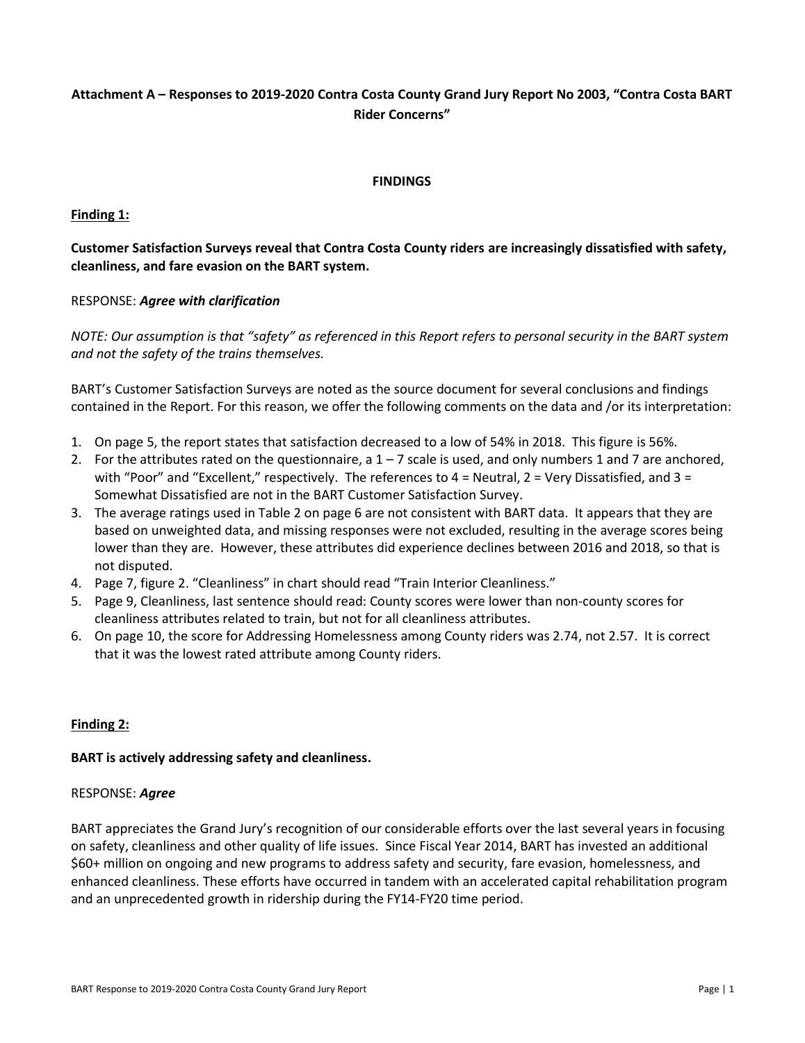**Attachment A – Responses to 2019-2020 Contra Costa County Grand Jury Report No 2003, "Contra Costa BART Rider Concerns"**

**FINDINGS**

**Finding 1:**

**Customer Satisfaction Surveys reveal that Contra Costa County riders are increasingly dissatisfied with safety, cleanliness, and fare evasion on the BART system.**

RESPONSE: ***Agree with clarification***

*NOTE: Our assumption is that "safety" as referenced in this Report refers to personal security in the BART system and not the safety of the trains themselves.*

BART's Customer Satisfaction Surveys are noted as the source document for several conclusions and findings contained in the Report. For this reason, we offer the following comments on the data and /or its interpretation:

1. On page 5, the report states that satisfaction decreased to a low of 54% in 2018. This figure is 56%.
2. For the attributes rated on the questionnaire, a 1 – 7 scale is used, and only numbers 1 and 7 are anchored, with "Poor" and "Excellent," respectively. The references to 4 = Neutral, 2 = Very Dissatisfied, and 3 = Somewhat Dissatisfied are not in the BART Customer Satisfaction Survey.
3. The average ratings used in Table 2 on page 6 are not consistent with BART data. It appears that they are based on unweighted data, and missing responses were not excluded, resulting in the average scores being lower than they are. However, these attributes did experience declines between 2016 and 2018, so that is not disputed.
4. Page 7, figure 2. "Cleanliness" in chart should read "Train Interior Cleanliness."
5. Page 9, Cleanliness, last sentence should read: County scores were lower than non-county scores for cleanliness attributes related to train, but not for all cleanliness attributes.
6. On page 10, the score for Addressing Homelessness among County riders was 2.74, not 2.57. It is correct that it was the lowest rated attribute among County riders.

**Finding 2:**

**BART is actively addressing safety and cleanliness.**

RESPONSE: ***Agree***

BART appreciates the Grand Jury's recognition of our considerable efforts over the last several years in focusing on safety, cleanliness and other quality of life issues. Since Fiscal Year 2014, BART has invested an additional $60+ million on ongoing and new programs to address safety and security, fare evasion, homelessness, and enhanced cleanliness. These efforts have occurred in tandem with an accelerated capital rehabilitation program and an unprecedented growth in ridership during the FY14-FY20 time period.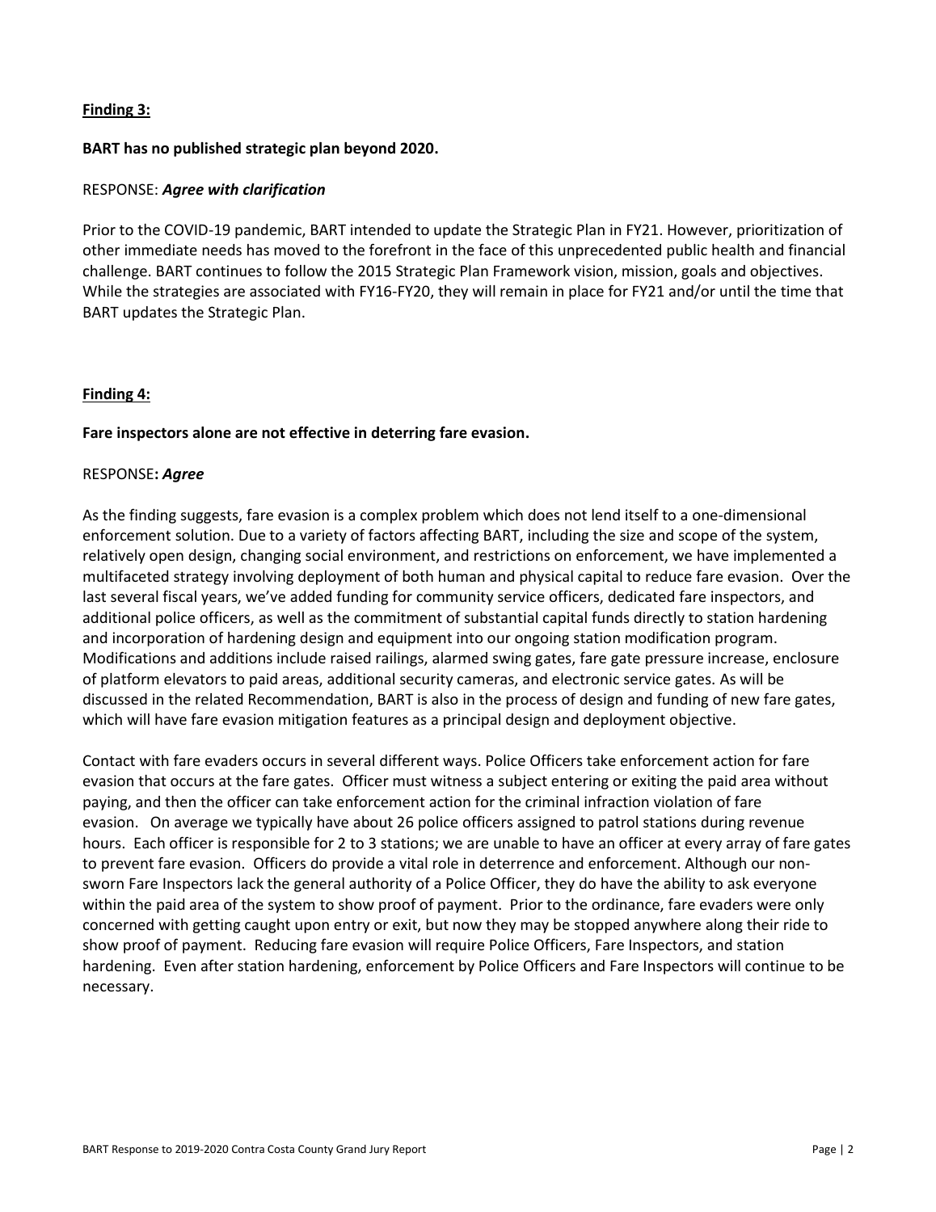**Finding 3:**

**BART has no published strategic plan beyond 2020.**

RESPONSE: ***Agree with clarification***

Prior to the COVID-19 pandemic, BART intended to update the Strategic Plan in FY21. However, prioritization of other immediate needs has moved to the forefront in the face of this unprecedented public health and financial challenge. BART continues to follow the 2015 Strategic Plan Framework vision, mission, goals and objectives. While the strategies are associated with FY16-FY20, they will remain in place for FY21 and/or until the time that BART updates the Strategic Plan.

**Finding 4:**

**Fare inspectors alone are not effective in deterring fare evasion.**

RESPONSE**: *Agree***

As the finding suggests, fare evasion is a complex problem which does not lend itself to a one-dimensional enforcement solution. Due to a variety of factors affecting BART, including the size and scope of the system, relatively open design, changing social environment, and restrictions on enforcement, we have implemented a multifaceted strategy involving deployment of both human and physical capital to reduce fare evasion. Over the last several fiscal years, we've added funding for community service officers, dedicated fare inspectors, and additional police officers, as well as the commitment of substantial capital funds directly to station hardening and incorporation of hardening design and equipment into our ongoing station modification program. Modifications and additions include raised railings, alarmed swing gates, fare gate pressure increase, enclosure of platform elevators to paid areas, additional security cameras, and electronic service gates. As will be discussed in the related Recommendation, BART is also in the process of design and funding of new fare gates, which will have fare evasion mitigation features as a principal design and deployment objective.

Contact with fare evaders occurs in several different ways. Police Officers take enforcement action for fare evasion that occurs at the fare gates. Officer must witness a subject entering or exiting the paid area without paying, and then the officer can take enforcement action for the criminal infraction violation of fare evasion. On average we typically have about 26 police officers assigned to patrol stations during revenue hours. Each officer is responsible for 2 to 3 stations; we are unable to have an officer at every array of fare gates to prevent fare evasion. Officers do provide a vital role in deterrence and enforcement. Although our non-sworn Fare Inspectors lack the general authority of a Police Officer, they do have the ability to ask everyone within the paid area of the system to show proof of payment. Prior to the ordinance, fare evaders were only concerned with getting caught upon entry or exit, but now they may be stopped anywhere along their ride to show proof of payment. Reducing fare evasion will require Police Officers, Fare Inspectors, and station hardening. Even after station hardening, enforcement by Police Officers and Fare Inspectors will continue to be necessary.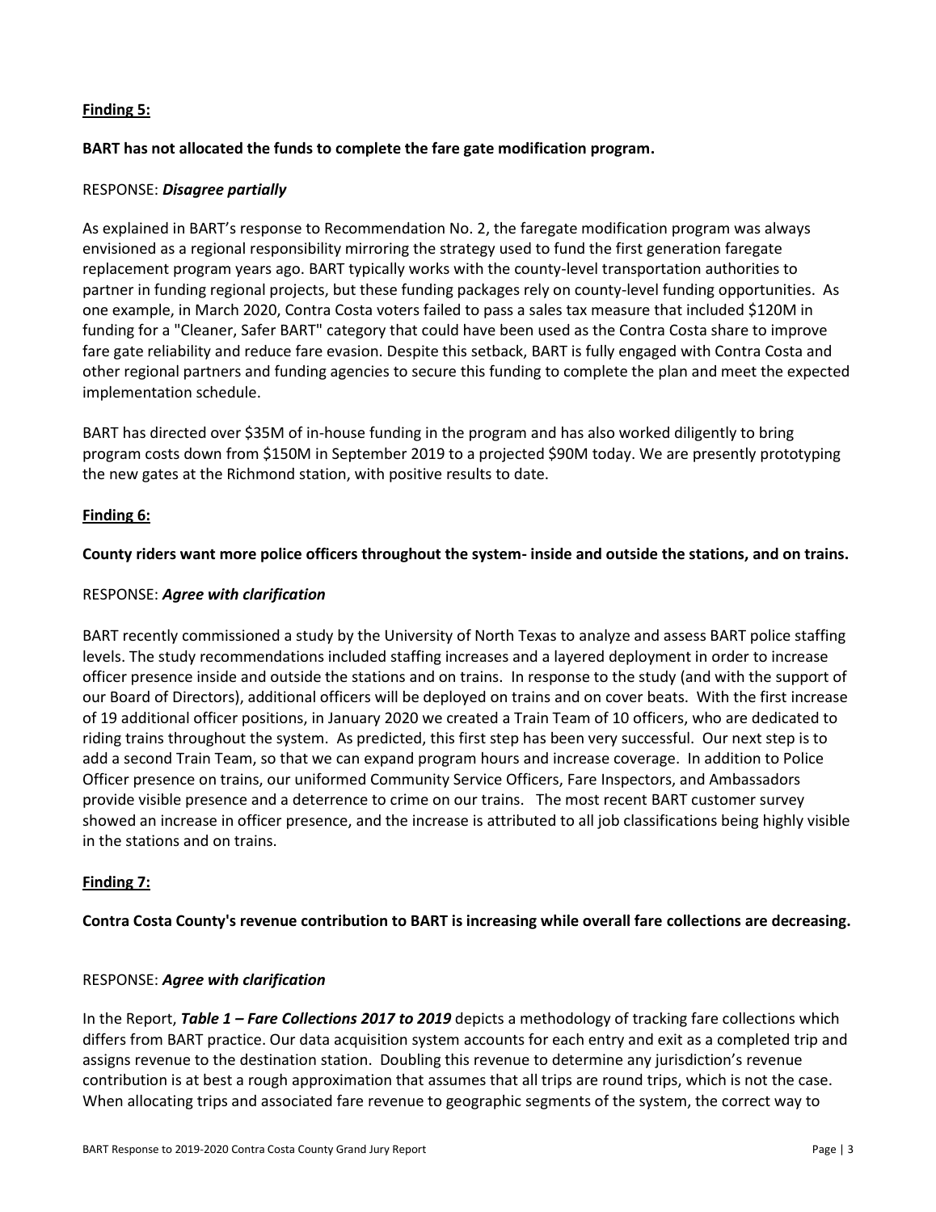**<u>Finding 5:</u>**

**BART has not allocated the funds to complete the fare gate modification program.**

RESPONSE: ***Disagree partially***

As explained in BART's response to Recommendation No. 2, the faregate modification program was always envisioned as a regional responsibility mirroring the strategy used to fund the first generation faregate replacement program years ago. BART typically works with the county-level transportation authorities to partner in funding regional projects, but these funding packages rely on county-level funding opportunities. As one example, in March 2020, Contra Costa voters failed to pass a sales tax measure that included \$120M in funding for a "Cleaner, Safer BART" category that could have been used as the Contra Costa share to improve fare gate reliability and reduce fare evasion. Despite this setback, BART is fully engaged with Contra Costa and other regional partners and funding agencies to secure this funding to complete the plan and meet the expected implementation schedule.

BART has directed over \$35M of in-house funding in the program and has also worked diligently to bring program costs down from \$150M in September 2019 to a projected \$90M today. We are presently prototyping the new gates at the Richmond station, with positive results to date.

**<u>Finding 6:</u>**

**County riders want more police officers throughout the system- inside and outside the stations, and on trains.**

RESPONSE: ***Agree with clarification***

BART recently commissioned a study by the University of North Texas to analyze and assess BART police staffing levels. The study recommendations included staffing increases and a layered deployment in order to increase officer presence inside and outside the stations and on trains. In response to the study (and with the support of our Board of Directors), additional officers will be deployed on trains and on cover beats. With the first increase of 19 additional officer positions, in January 2020 we created a Train Team of 10 officers, who are dedicated to riding trains throughout the system. As predicted, this first step has been very successful. Our next step is to add a second Train Team, so that we can expand program hours and increase coverage. In addition to Police Officer presence on trains, our uniformed Community Service Officers, Fare Inspectors, and Ambassadors provide visible presence and a deterrence to crime on our trains. The most recent BART customer survey showed an increase in officer presence, and the increase is attributed to all job classifications being highly visible in the stations and on trains.

**<u>Finding 7:</u>**

**Contra Costa County's revenue contribution to BART is increasing while overall fare collections are decreasing.**

RESPONSE: ***Agree with clarification***

In the Report, ***Table 1 – Fare Collections 2017 to 2019*** depicts a methodology of tracking fare collections which differs from BART practice. Our data acquisition system accounts for each entry and exit as a completed trip and assigns revenue to the destination station. Doubling this revenue to determine any jurisdiction's revenue contribution is at best a rough approximation that assumes that all trips are round trips, which is not the case. When allocating trips and associated fare revenue to geographic segments of the system, the correct way to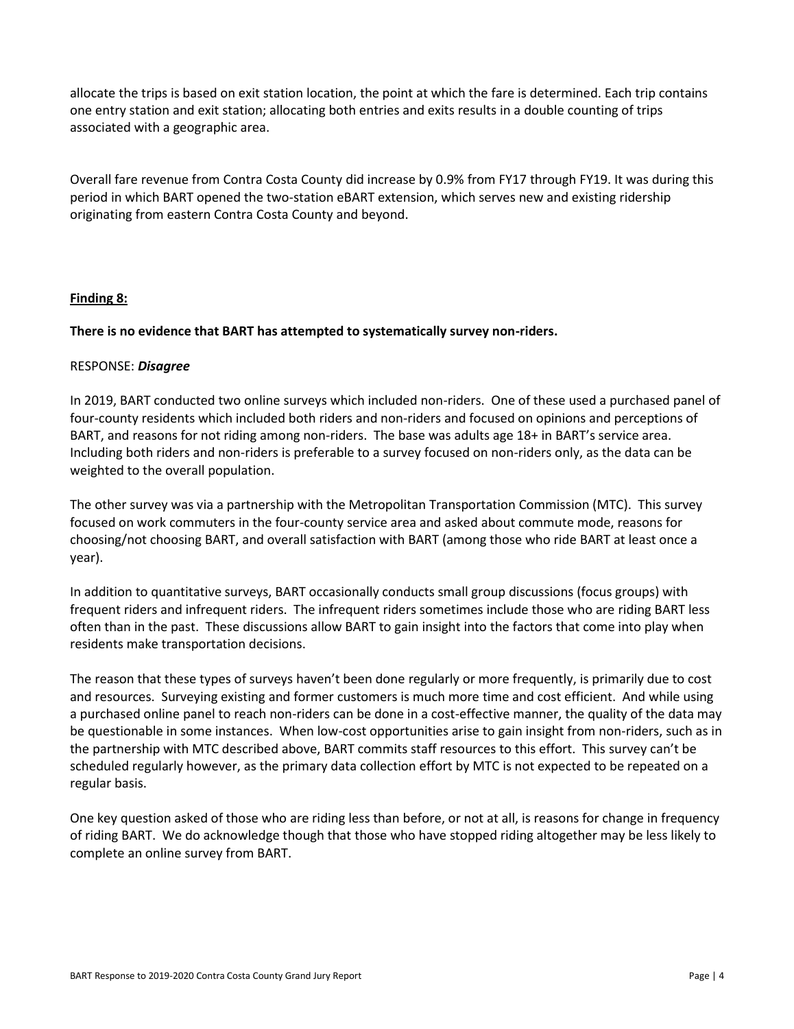allocate the trips is based on exit station location, the point at which the fare is determined. Each trip contains one entry station and exit station; allocating both entries and exits results in a double counting of trips associated with a geographic area.

Overall fare revenue from Contra Costa County did increase by 0.9% from FY17 through FY19. It was during this period in which BART opened the two-station eBART extension, which serves new and existing ridership originating from eastern Contra Costa County and beyond.

**Finding 8:**

**There is no evidence that BART has attempted to systematically survey non-riders.**

RESPONSE: ***Disagree***

In 2019, BART conducted two online surveys which included non-riders. One of these used a purchased panel of four-county residents which included both riders and non-riders and focused on opinions and perceptions of BART, and reasons for not riding among non-riders. The base was adults age 18+ in BART's service area. Including both riders and non-riders is preferable to a survey focused on non-riders only, as the data can be weighted to the overall population.

The other survey was via a partnership with the Metropolitan Transportation Commission (MTC). This survey focused on work commuters in the four-county service area and asked about commute mode, reasons for choosing/not choosing BART, and overall satisfaction with BART (among those who ride BART at least once a year).

In addition to quantitative surveys, BART occasionally conducts small group discussions (focus groups) with frequent riders and infrequent riders. The infrequent riders sometimes include those who are riding BART less often than in the past. These discussions allow BART to gain insight into the factors that come into play when residents make transportation decisions.

The reason that these types of surveys haven't been done regularly or more frequently, is primarily due to cost and resources. Surveying existing and former customers is much more time and cost efficient. And while using a purchased online panel to reach non-riders can be done in a cost-effective manner, the quality of the data may be questionable in some instances. When low-cost opportunities arise to gain insight from non-riders, such as in the partnership with MTC described above, BART commits staff resources to this effort. This survey can't be scheduled regularly however, as the primary data collection effort by MTC is not expected to be repeated on a regular basis.

One key question asked of those who are riding less than before, or not at all, is reasons for change in frequency of riding BART. We do acknowledge though that those who have stopped riding altogether may be less likely to complete an online survey from BART.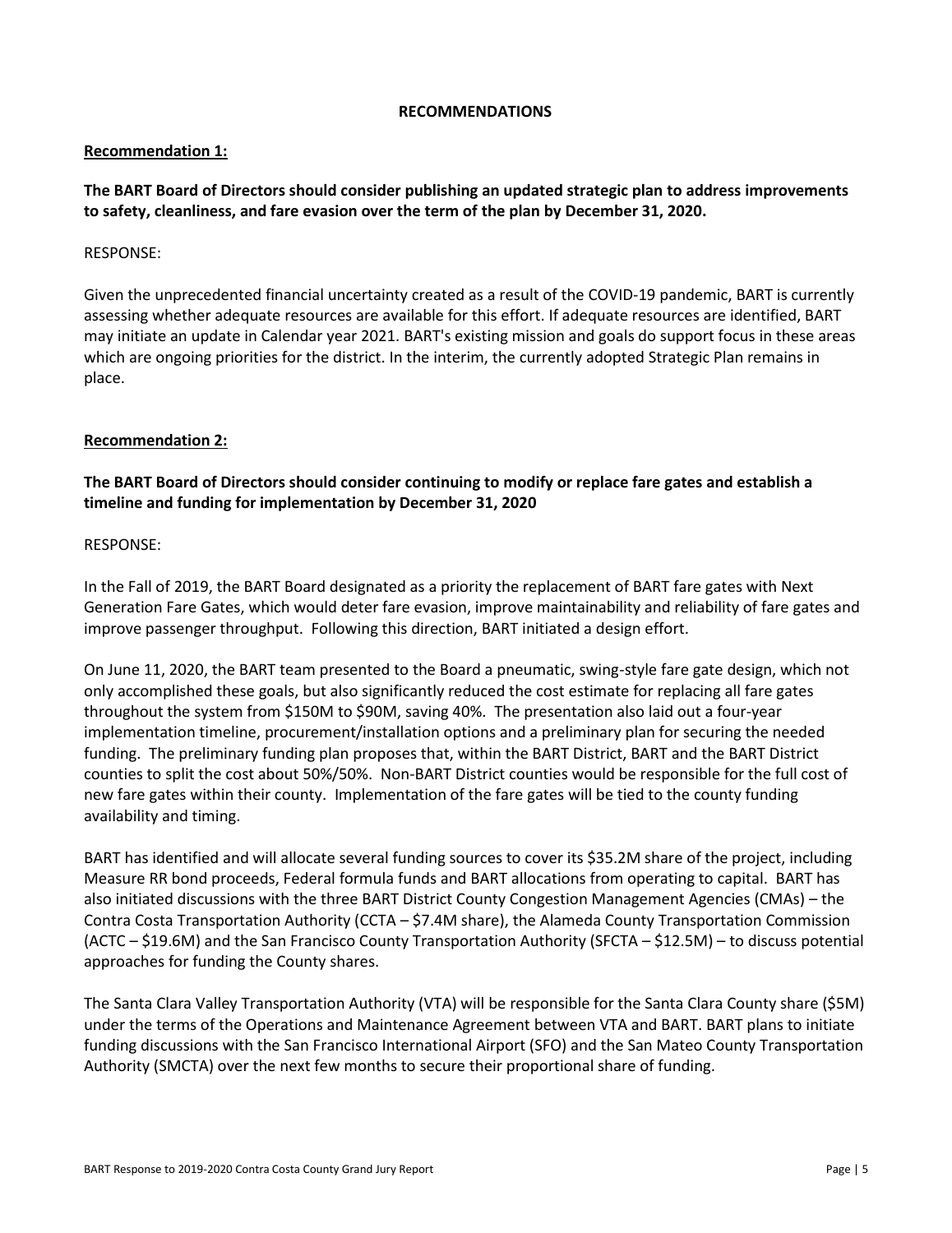## RECOMMENDATIONS

**Recommendation 1:**

**The BART Board of Directors should consider publishing an updated strategic plan to address improvements to safety, cleanliness, and fare evasion over the term of the plan by December 31, 2020.**

RESPONSE:

Given the unprecedented financial uncertainty created as a result of the COVID-19 pandemic, BART is currently assessing whether adequate resources are available for this effort. If adequate resources are identified, BART may initiate an update in Calendar year 2021. BART's existing mission and goals do support focus in these areas which are ongoing priorities for the district. In the interim, the currently adopted Strategic Plan remains in place.

**Recommendation 2:**

**The BART Board of Directors should consider continuing to modify or replace fare gates and establish a timeline and funding for implementation by December 31, 2020**

RESPONSE:

In the Fall of 2019, the BART Board designated as a priority the replacement of BART fare gates with Next Generation Fare Gates, which would deter fare evasion, improve maintainability and reliability of fare gates and improve passenger throughput. Following this direction, BART initiated a design effort.

On June 11, 2020, the BART team presented to the Board a pneumatic, swing-style fare gate design, which not only accomplished these goals, but also significantly reduced the cost estimate for replacing all fare gates throughout the system from $150M to $90M, saving 40%. The presentation also laid out a four-year implementation timeline, procurement/installation options and a preliminary plan for securing the needed funding. The preliminary funding plan proposes that, within the BART District, BART and the BART District counties to split the cost about 50%/50%. Non-BART District counties would be responsible for the full cost of new fare gates within their county. Implementation of the fare gates will be tied to the county funding availability and timing.

BART has identified and will allocate several funding sources to cover its $35.2M share of the project, including Measure RR bond proceeds, Federal formula funds and BART allocations from operating to capital. BART has also initiated discussions with the three BART District County Congestion Management Agencies (CMAs) – the Contra Costa Transportation Authority (CCTA – $7.4M share), the Alameda County Transportation Commission (ACTC – $19.6M) and the San Francisco County Transportation Authority (SFCTA – $12.5M) – to discuss potential approaches for funding the County shares.

The Santa Clara Valley Transportation Authority (VTA) will be responsible for the Santa Clara County share ($5M) under the terms of the Operations and Maintenance Agreement between VTA and BART. BART plans to initiate funding discussions with the San Francisco International Airport (SFO) and the San Mateo County Transportation Authority (SMCTA) over the next few months to secure their proportional share of funding.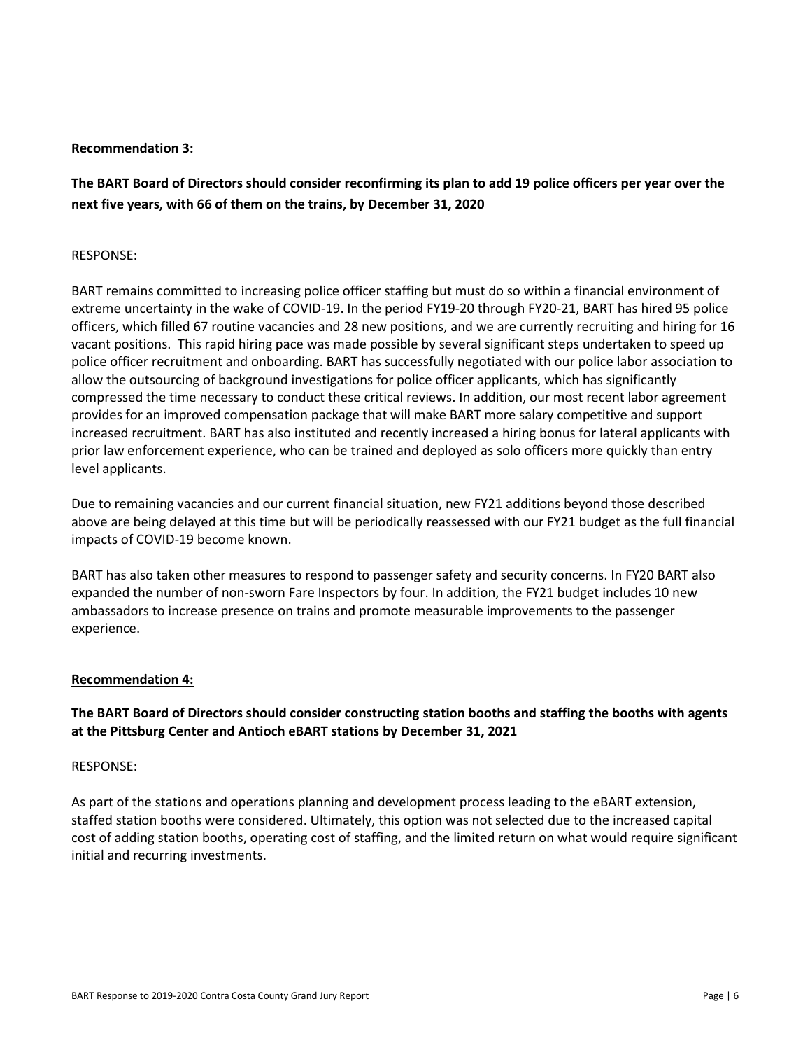**Recommendation 3:**

**The BART Board of Directors should consider reconfirming its plan to add 19 police officers per year over the next five years, with 66 of them on the trains, by December 31, 2020**

RESPONSE:

BART remains committed to increasing police officer staffing but must do so within a financial environment of extreme uncertainty in the wake of COVID-19. In the period FY19-20 through FY20-21, BART has hired 95 police officers, which filled 67 routine vacancies and 28 new positions, and we are currently recruiting and hiring for 16 vacant positions. This rapid hiring pace was made possible by several significant steps undertaken to speed up police officer recruitment and onboarding. BART has successfully negotiated with our police labor association to allow the outsourcing of background investigations for police officer applicants, which has significantly compressed the time necessary to conduct these critical reviews. In addition, our most recent labor agreement provides for an improved compensation package that will make BART more salary competitive and support increased recruitment. BART has also instituted and recently increased a hiring bonus for lateral applicants with prior law enforcement experience, who can be trained and deployed as solo officers more quickly than entry level applicants.

Due to remaining vacancies and our current financial situation, new FY21 additions beyond those described above are being delayed at this time but will be periodically reassessed with our FY21 budget as the full financial impacts of COVID-19 become known.

BART has also taken other measures to respond to passenger safety and security concerns. In FY20 BART also expanded the number of non-sworn Fare Inspectors by four. In addition, the FY21 budget includes 10 new ambassadors to increase presence on trains and promote measurable improvements to the passenger experience.

**Recommendation 4:**

**The BART Board of Directors should consider constructing station booths and staffing the booths with agents at the Pittsburg Center and Antioch eBART stations by December 31, 2021**

RESPONSE:

As part of the stations and operations planning and development process leading to the eBART extension, staffed station booths were considered. Ultimately, this option was not selected due to the increased capital cost of adding station booths, operating cost of staffing, and the limited return on what would require significant initial and recurring investments.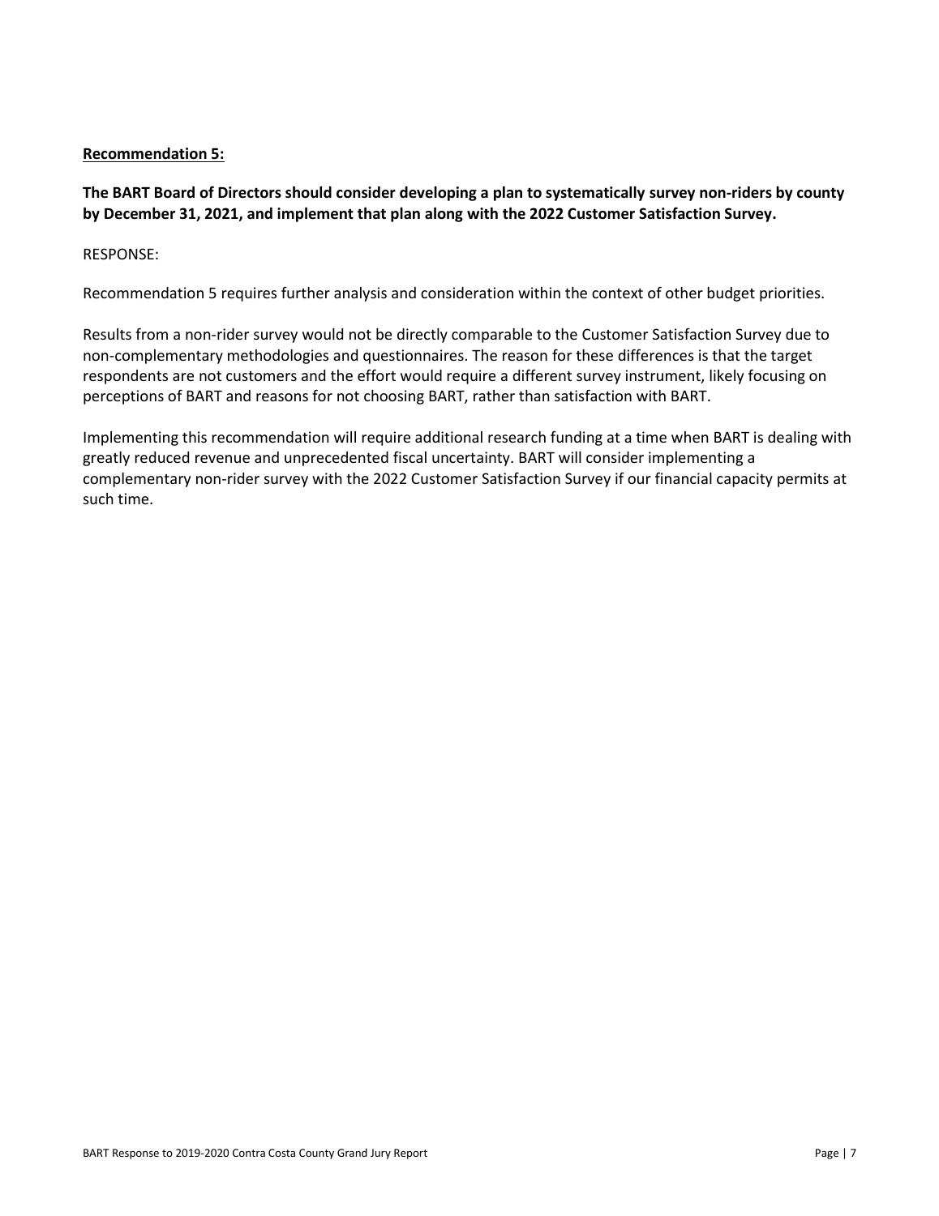**Recommendation 5:**

**The BART Board of Directors should consider developing a plan to systematically survey non-riders by county by December 31, 2021, and implement that plan along with the 2022 Customer Satisfaction Survey.**

RESPONSE:

Recommendation 5 requires further analysis and consideration within the context of other budget priorities.

Results from a non-rider survey would not be directly comparable to the Customer Satisfaction Survey due to non-complementary methodologies and questionnaires. The reason for these differences is that the target respondents are not customers and the effort would require a different survey instrument, likely focusing on perceptions of BART and reasons for not choosing BART, rather than satisfaction with BART.

Implementing this recommendation will require additional research funding at a time when BART is dealing with greatly reduced revenue and unprecedented fiscal uncertainty. BART will consider implementing a complementary non-rider survey with the 2022 Customer Satisfaction Survey if our financial capacity permits at such time.